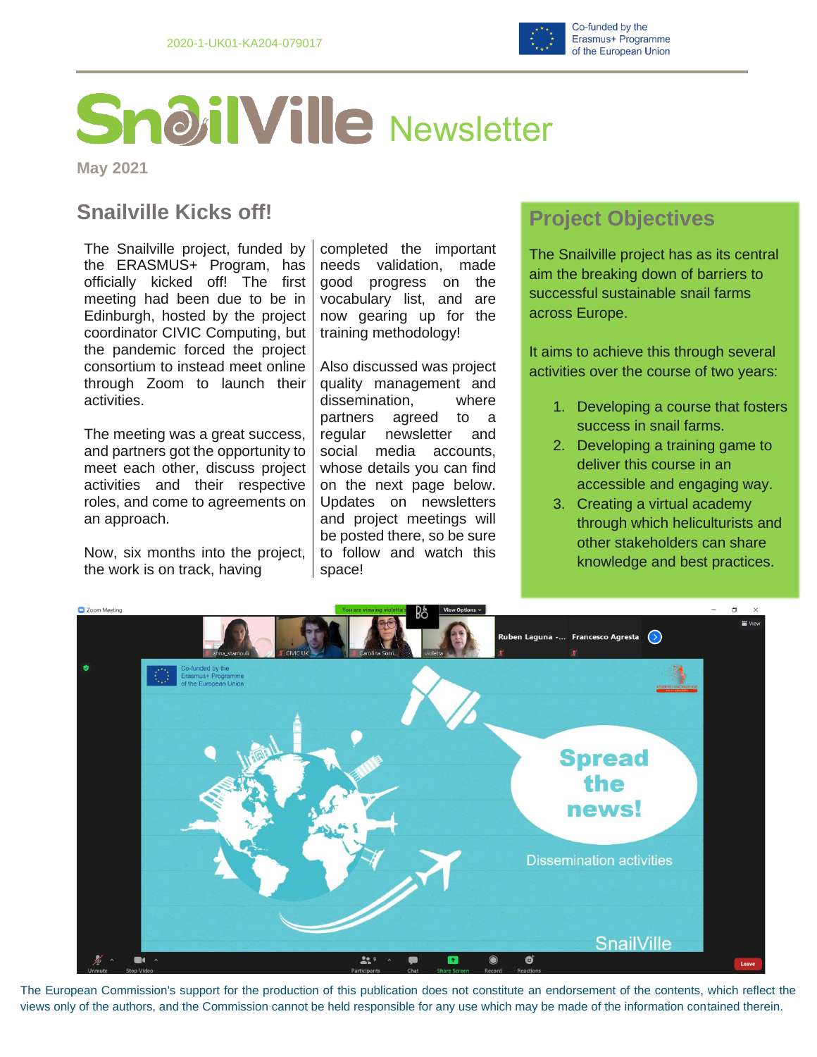2020-1-UK01-KA204-079017

Co-funded by the Erasmus+ Programme of the European Union

# SnailVille Newsletter

**May 2021**

## Snailville Kicks off!

The Snailville project, funded by the ERASMUS+ Program, has officially kicked off! The first meeting had been due to be in Edinburgh, hosted by the project coordinator CIVIC Computing, but the pandemic forced the project consortium to instead meet online through Zoom to launch their activities.

The meeting was a great success, and partners got the opportunity to meet each other, discuss project activities and their respective roles, and come to agreements on an approach.

Now, six months into the project, the work is on track, having completed the important needs validation, made good progress on the vocabulary list, and are now gearing up for the training methodology!

Also discussed was project quality management and dissemination, where partners agreed to a regular newsletter and social media accounts, whose details you can find on the next page below. Updates on newsletters and project meetings will be posted there, so be sure to follow and watch this space!

## Project Objectives

The Snailville project has as its central aim the breaking down of barriers to successful sustainable snail farms across Europe.

It aims to achieve this through several activities over the course of two years:

1. Developing a course that fosters success in snail farms.
2. Developing a training game to deliver this course in an accessible and engaging way.
3. Creating a virtual academy through which heliculturists and other stakeholders can share knowledge and best practices.

The European Commission's support for the production of this publication does not constitute an endorsement of the contents, which reflect the views only of the authors, and the Commission cannot be held responsible for any use which may be made of the information contained therein.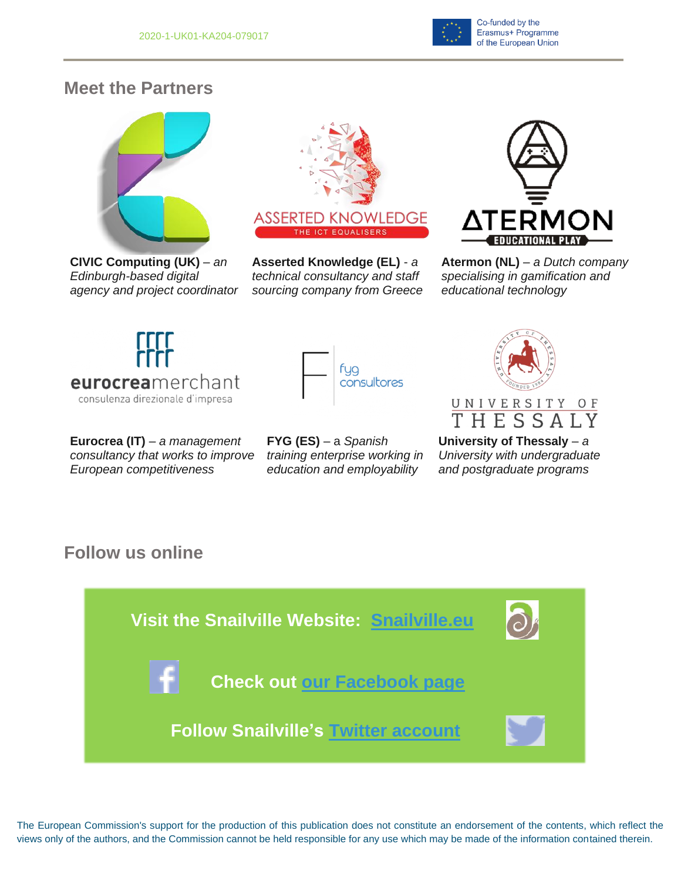## Meet the Partners

**CIVIC Computing (UK)** – *an Edinburgh-based digital agency and project coordinator*

**Asserted Knowledge (EL)** - *a technical consultancy and staff sourcing company from Greece*

**Atermon (NL)** – *a Dutch company specialising in gamification and educational technology*

**Eurocrea (IT)** – *a management consultancy that works to improve European competitiveness*

**FYG (ES)** – a *Spanish training enterprise working in education and employability*

**University of Thessaly** – *a University with undergraduate and postgraduate programs*

## Follow us online

**Visit the Snailville Website: [Snailville.eu](Snailville.eu)**

**Check out [our Facebook page]()**

**Follow Snailville's [Twitter account]()**

The European Commission's support for the production of this publication does not constitute an endorsement of the contents, which reflect the views only of the authors, and the Commission cannot be held responsible for any use which may be made of the information contained therein.